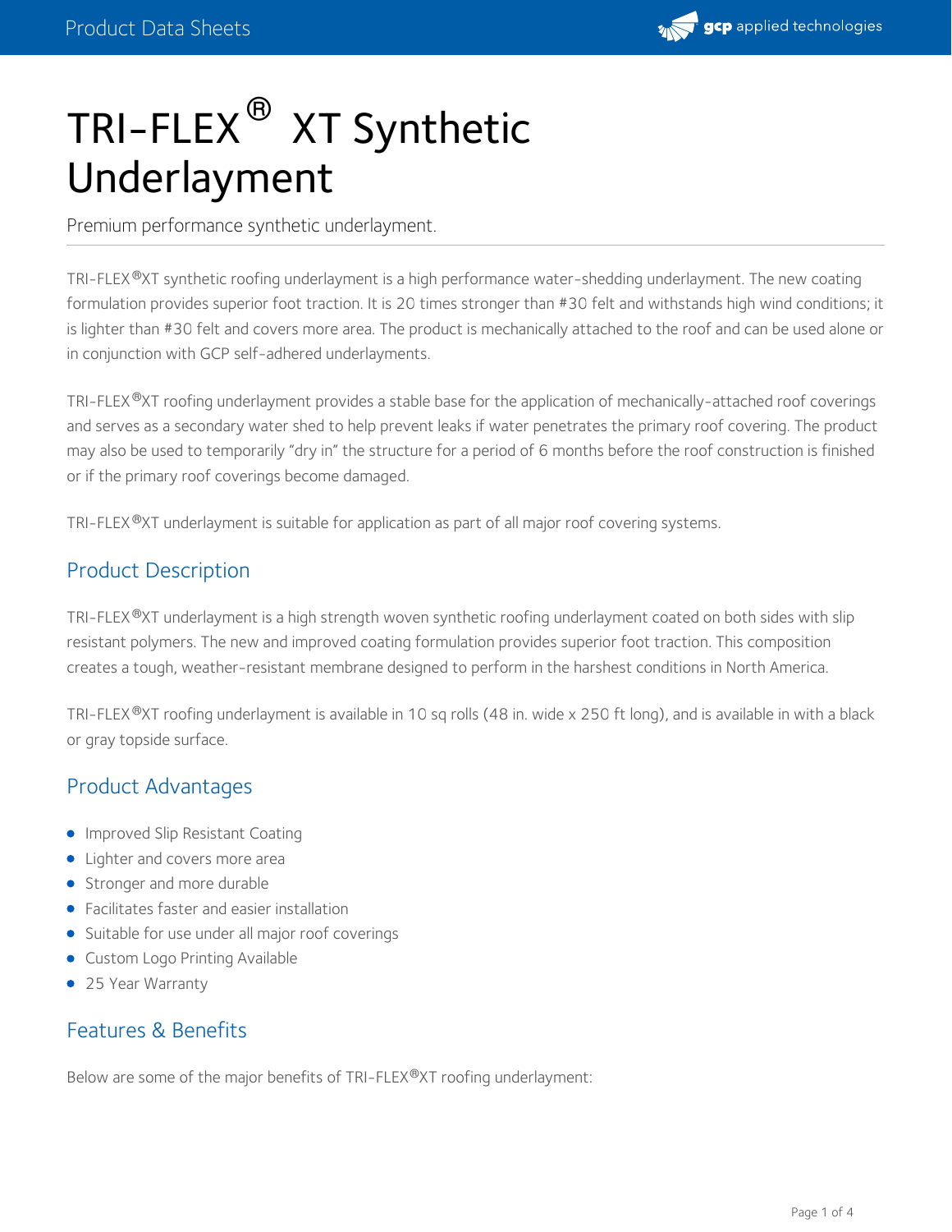# TRI-FLEX® XT Synthetic Underlayment

Premium performance synthetic underlayment.

TRI-FLEX®XT synthetic roofing underlayment is a high performance water-shedding underlayment. The new coating formulation provides superior foot traction. It is 20 times stronger than #30 felt and withstands high wind conditions; it is lighter than #30 felt and covers more area. The product is mechanically attached to the roof and can be used alone or in conjunction with GCP self-adhered underlayments.

TRI-FLEX®XT roofing underlayment provides a stable base for the application of mechanically-attached roof coverings and serves as a secondary water shed to help prevent leaks if water penetrates the primary roof covering. The product may also be used to temporarily "dry in" the structure for a period of 6 months before the roof construction is finished or if the primary roof coverings become damaged.

TRI-FLEX®XT underlayment is suitable for application as part of all major roof covering systems.

## Product Description

TRI-FLEX®XT underlayment is a high strength woven synthetic roofing underlayment coated on both sides with slip resistant polymers. The new and improved coating formulation provides superior foot traction. This composition creates a tough, weather-resistant membrane designed to perform in the harshest conditions in North America.

TRI-FLEX®XT roofing underlayment is available in 10 sq rolls (48 in. wide x 250 ft long), and is available in with a black or gray topside surface.

## Product Advantages

- Improved Slip Resistant Coating
- Lighter and covers more area
- Stronger and more durable
- Facilitates faster and easier installation
- Suitable for use under all major roof coverings
- Custom Logo Printing Available
- 25 Year Warranty

## Features & Benefits

Below are some of the major benefits of TRI-FLEX®XT roofing underlayment: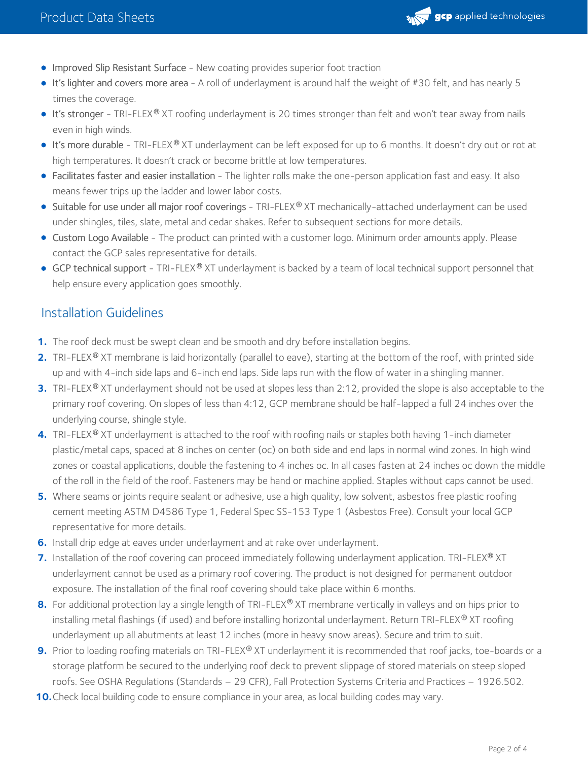- Improved Slip Resistant Surface - New coating provides superior foot traction
- It's lighter and covers more area - A roll of underlayment is around half the weight of #30 felt, and has nearly 5 times the coverage.
- It's stronger - TRI-FLEX® XT roofing underlayment is 20 times stronger than felt and won't tear away from nails even in high winds.
- It's more durable - TRI-FLEX® XT underlayment can be left exposed for up to 6 months. It doesn't dry out or rot at high temperatures. It doesn't crack or become brittle at low temperatures.
- Facilitates faster and easier installation - The lighter rolls make the one-person application fast and easy. It also means fewer trips up the ladder and lower labor costs.
- Suitable for use under all major roof coverings - TRI-FLEX® XT mechanically-attached underlayment can be used under shingles, tiles, slate, metal and cedar shakes. Refer to subsequent sections for more details.
- Custom Logo Available - The product can printed with a customer logo. Minimum order amounts apply. Please contact the GCP sales representative for details.
- GCP technical support - TRI-FLEX® XT underlayment is backed by a team of local technical support personnel that help ensure every application goes smoothly.

## Installation Guidelines

1. The roof deck must be swept clean and be smooth and dry before installation begins.
2. TRI-FLEX® XT membrane is laid horizontally (parallel to eave), starting at the bottom of the roof, with printed side up and with 4-inch side laps and 6-inch end laps. Side laps run with the flow of water in a shingling manner.
3. TRI-FLEX® XT underlayment should not be used at slopes less than 2:12, provided the slope is also acceptable to the primary roof covering. On slopes of less than 4:12, GCP membrane should be half-lapped a full 24 inches over the underlying course, shingle style.
4. TRI-FLEX® XT underlayment is attached to the roof with roofing nails or staples both having 1-inch diameter plastic/metal caps, spaced at 8 inches on center (oc) on both side and end laps in normal wind zones. In high wind zones or coastal applications, double the fastening to 4 inches oc. In all cases fasten at 24 inches oc down the middle of the roll in the field of the roof. Fasteners may be hand or machine applied. Staples without caps cannot be used.
5. Where seams or joints require sealant or adhesive, use a high quality, low solvent, asbestos free plastic roofing cement meeting ASTM D4586 Type 1, Federal Spec SS-153 Type 1 (Asbestos Free). Consult your local GCP representative for more details.
6. Install drip edge at eaves under underlayment and at rake over underlayment.
7. Installation of the roof covering can proceed immediately following underlayment application. TRI-FLEX® XT underlayment cannot be used as a primary roof covering. The product is not designed for permanent outdoor exposure. The installation of the final roof covering should take place within 6 months.
8. For additional protection lay a single length of TRI-FLEX® XT membrane vertically in valleys and on hips prior to installing metal flashings (if used) and before installing horizontal underlayment. Return TRI-FLEX® XT roofing underlayment up all abutments at least 12 inches (more in heavy snow areas). Secure and trim to suit.
9. Prior to loading roofing materials on TRI-FLEX® XT underlayment it is recommended that roof jacks, toe-boards or a storage platform be secured to the underlying roof deck to prevent slippage of stored materials on steep sloped roofs. See OSHA Regulations (Standards – 29 CFR), Fall Protection Systems Criteria and Practices – 1926.502.
10. Check local building code to ensure compliance in your area, as local building codes may vary.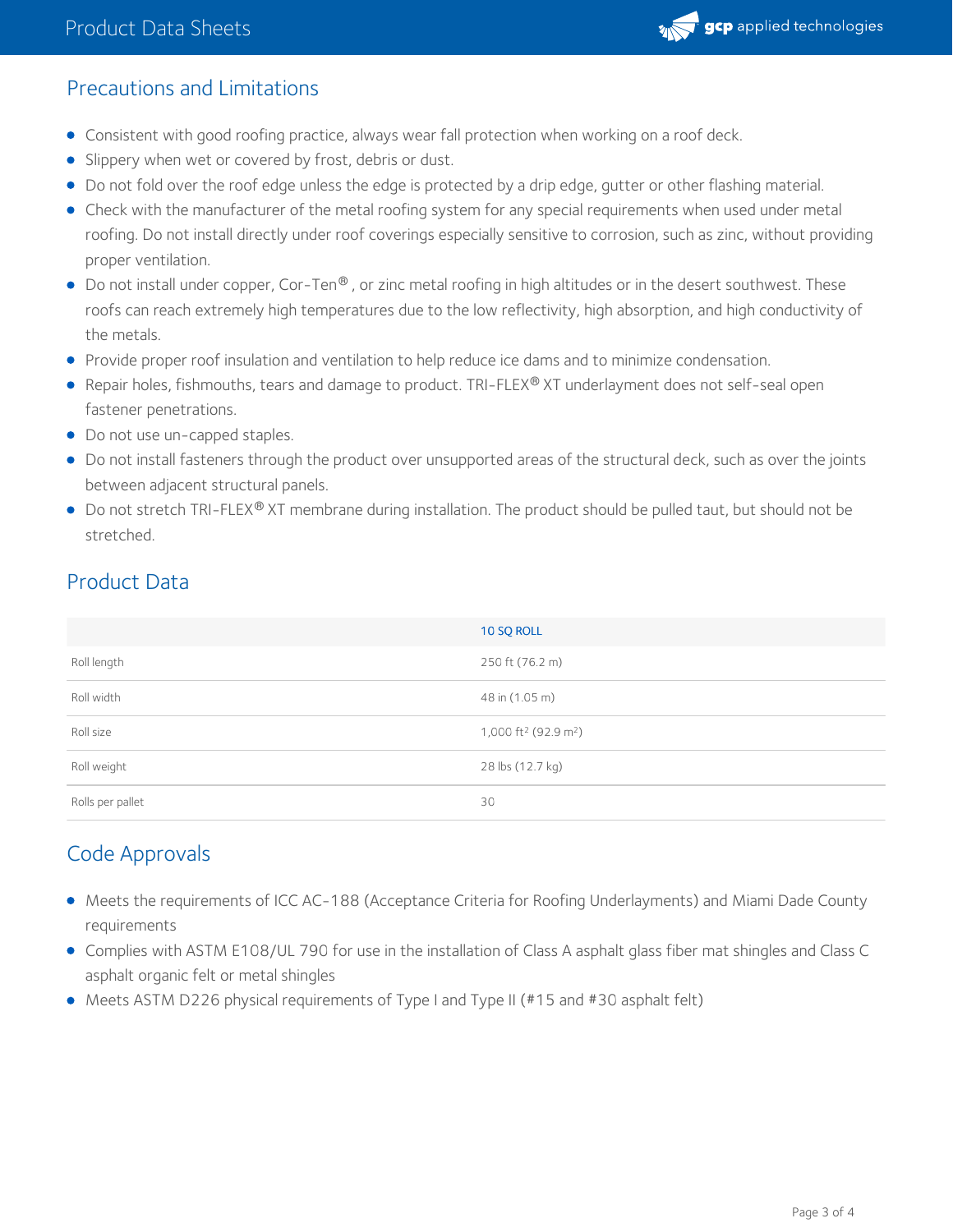## Precautions and Limitations

- Consistent with good roofing practice, always wear fall protection when working on a roof deck.
- Slippery when wet or covered by frost, debris or dust.
- Do not fold over the roof edge unless the edge is protected by a drip edge, gutter or other flashing material.
- Check with the manufacturer of the metal roofing system for any special requirements when used under metal roofing. Do not install directly under roof coverings especially sensitive to corrosion, such as zinc, without providing proper ventilation.
- Do not install under copper, Cor-Ten®, or zinc metal roofing in high altitudes or in the desert southwest. These roofs can reach extremely high temperatures due to the low reflectivity, high absorption, and high conductivity of the metals.
- Provide proper roof insulation and ventilation to help reduce ice dams and to minimize condensation.
- Repair holes, fishmouths, tears and damage to product. TRI-FLEX® XT underlayment does not self-seal open fastener penetrations.
- Do not use un-capped staples.
- Do not install fasteners through the product over unsupported areas of the structural deck, such as over the joints between adjacent structural panels.
- Do not stretch TRI-FLEX® XT membrane during installation. The product should be pulled taut, but should not be stretched.

## Product Data

| | 10 SQ ROLL |
|---|---|
| Roll length | 250 ft (76.2 m) |
| Roll width | 48 in (1.05 m) |
| Roll size | 1,000 $ft^2$ (92.9 $m^2$) |
| Roll weight | 28 lbs (12.7 kg) |
| Rolls per pallet | 30 |

## Code Approvals

- Meets the requirements of ICC AC-188 (Acceptance Criteria for Roofing Underlayments) and Miami Dade County requirements
- Complies with ASTM E108/UL 790 for use in the installation of Class A asphalt glass fiber mat shingles and Class C asphalt organic felt or metal shingles
- Meets ASTM D226 physical requirements of Type I and Type II (#15 and #30 asphalt felt)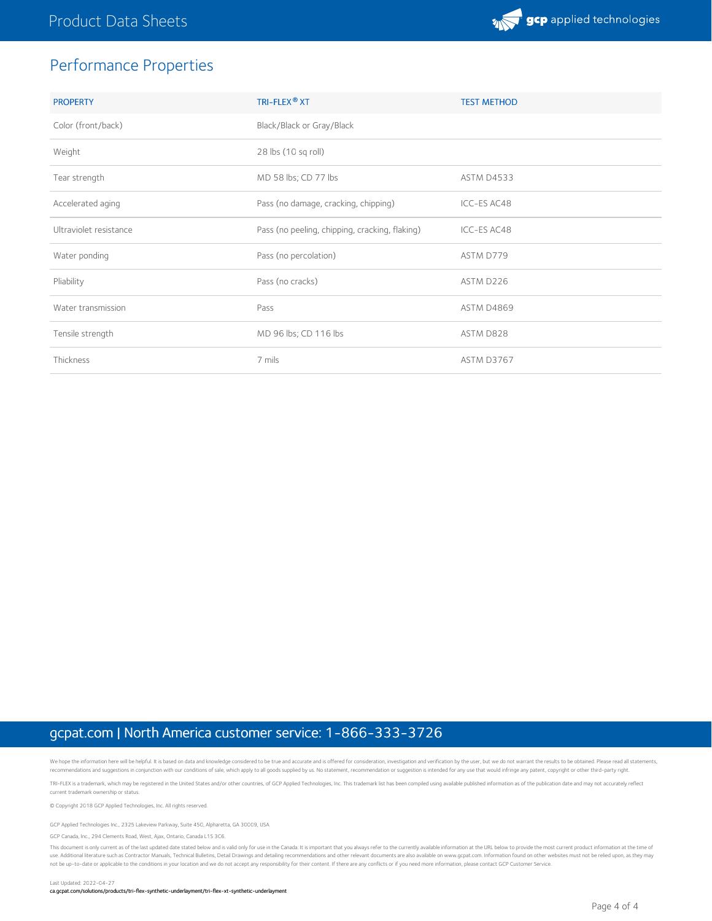## Performance Properties

| PROPERTY | TRI-FLEX® XT | TEST METHOD |
| --- | --- | --- |
| Color (front/back) | Black/Black or Gray/Black | |
| Weight | 28 lbs (10 sq roll) | |
| Tear strength | MD 58 lbs; CD 77 lbs | ASTM D4533 |
| Accelerated aging | Pass (no damage, cracking, chipping) | ICC-ES AC48 |
| Ultraviolet resistance | Pass (no peeling, chipping, cracking, flaking) | ICC-ES AC48 |
| Water ponding | Pass (no percolation) | ASTM D779 |
| Pliability | Pass (no cracks) | ASTM D226 |
| Water transmission | Pass | ASTM D4869 |
| Tensile strength | MD 96 lbs; CD 116 lbs | ASTM D828 |
| Thickness | 7 mils | ASTM D3767 |

gcpat.com | North America customer service: 1-866-333-3726

We hope the information here will be helpful. It is based on data and knowledge considered to be true and accurate and is offered for consideration, investigation and verification by the user, but we do not warrant the results to be obtained. Please read all statements, recommendations and suggestions in conjunction with our conditions of sale, which apply to all goods supplied by us. No statement, recommendation or suggestion is intended for any use that would infringe any patent, copyright or other third-party right.

TRI-FLEX is a trademark, which may be registered in the United States and/or other countries, of GCP Applied Technologies, Inc. This trademark list has been compiled using available published information as of the publication date and may not accurately reflect current trademark ownership or status.

© Copyright 2018 GCP Applied Technologies, Inc. All rights reserved.

GCP Applied Technologies Inc., 2325 Lakeview Parkway, Suite 450, Alpharetta, GA 30009, USA

GCP Canada, Inc., 294 Clements Road, West, Ajax, Ontario, Canada L1S 3C6.

This document is only current as of the last updated date stated below and is valid only for use in the Canada. It is important that you always refer to the currently available information at the URL below to provide the most current product information at the time of use. Additional literature such as Contractor Manuals, Technical Bulletins, Detail Drawings and detailing recommendations and other relevant documents are also available on www.gcpat.com. Information found on other websites must not be relied upon, as they may not be up-to-date or applicable to the conditions in your location and we do not accept any responsibility for their content. If there are any conflicts or if you need more information, please contact GCP Customer Service.

Last Updated: 2022-04-27
ca.gcpat.com/solutions/products/tri-flex-synthetic-underlayment/tri-flex-xt-synthetic-underlayment